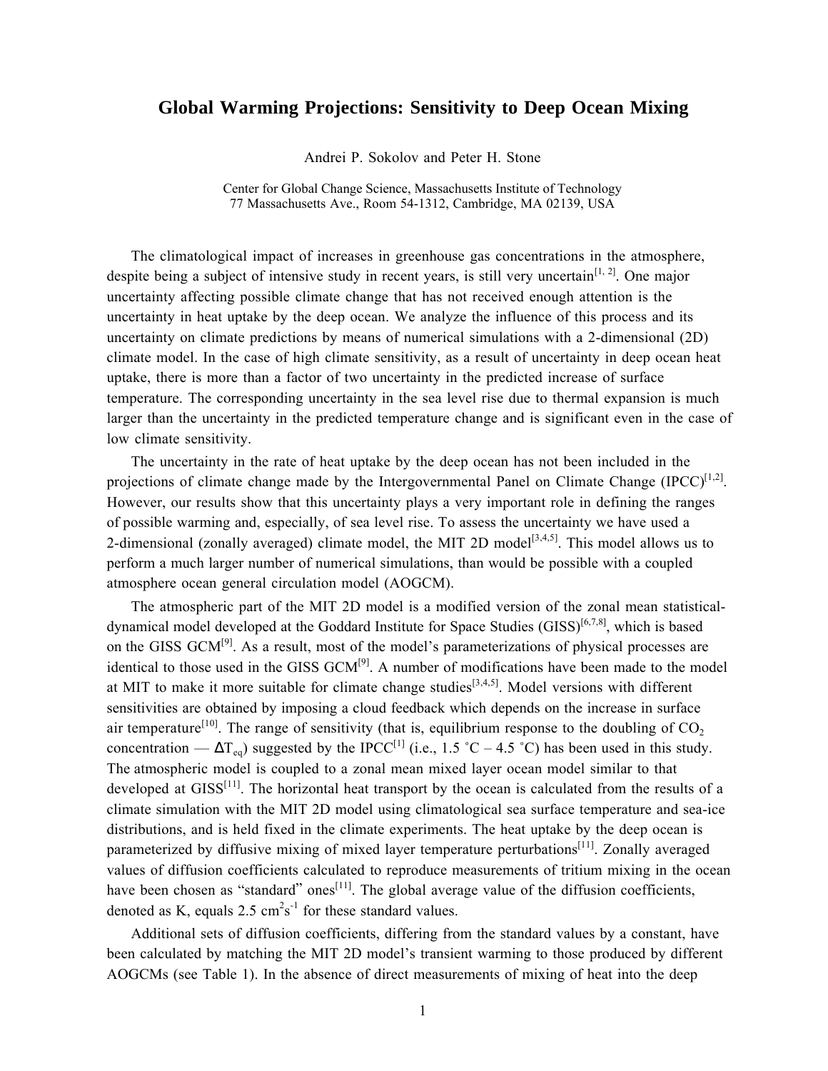# Global Warming Projections: Sensitivity to Deep Ocean Mixing

Andrei P. Sokolov and Peter H. Stone

Center for Global Change Science, Massachusetts Institute of Technology
77 Massachusetts Ave., Room 54-1312, Cambridge, MA 02139, USA

The climatological impact of increases in greenhouse gas concentrations in the atmosphere, despite being a subject of intensive study in recent years, is still very uncertain[1, 2]. One major uncertainty affecting possible climate change that has not received enough attention is the uncertainty in heat uptake by the deep ocean. We analyze the influence of this process and its uncertainty on climate predictions by means of numerical simulations with a 2-dimensional (2D) climate model. In the case of high climate sensitivity, as a result of uncertainty in deep ocean heat uptake, there is more than a factor of two uncertainty in the predicted increase of surface temperature. The corresponding uncertainty in the sea level rise due to thermal expansion is much larger than the uncertainty in the predicted temperature change and is significant even in the case of low climate sensitivity.

The uncertainty in the rate of heat uptake by the deep ocean has not been included in the projections of climate change made by the Intergovernmental Panel on Climate Change (IPCC)[1,2]. However, our results show that this uncertainty plays a very important role in defining the ranges of possible warming and, especially, of sea level rise. To assess the uncertainty we have used a 2-dimensional (zonally averaged) climate model, the MIT 2D model[3,4,5]. This model allows us to perform a much larger number of numerical simulations, than would be possible with a coupled atmosphere ocean general circulation model (AOGCM).

The atmospheric part of the MIT 2D model is a modified version of the zonal mean statistical-dynamical model developed at the Goddard Institute for Space Studies (GISS)[6,7,8], which is based on the GISS GCM[9]. As a result, most of the model's parameterizations of physical processes are identical to those used in the GISS GCM[9]. A number of modifications have been made to the model at MIT to make it more suitable for climate change studies[3,4,5]. Model versions with different sensitivities are obtained by imposing a cloud feedback which depends on the increase in surface air temperature[10]. The range of sensitivity (that is, equilibrium response to the doubling of $CO_2$ concentration — $\Delta T_{eq}$) suggested by the IPCC[1] (i.e., 1.5 ˚C – 4.5 ˚C) has been used in this study. The atmospheric model is coupled to a zonal mean mixed layer ocean model similar to that developed at GISS[11]. The horizontal heat transport by the ocean is calculated from the results of a climate simulation with the MIT 2D model using climatological sea surface temperature and sea-ice distributions, and is held fixed in the climate experiments. The heat uptake by the deep ocean is parameterized by diffusive mixing of mixed layer temperature perturbations[11]. Zonally averaged values of diffusion coefficients calculated to reproduce measurements of tritium mixing in the ocean have been chosen as "standard" ones[11]. The global average value of the diffusion coefficients, denoted as K, equals 2.5 $cm^2s^{-1}$ for these standard values.

Additional sets of diffusion coefficients, differing from the standard values by a constant, have been calculated by matching the MIT 2D model's transient warming to those produced by different AOGCMs (see Table 1). In the absence of direct measurements of mixing of heat into the deep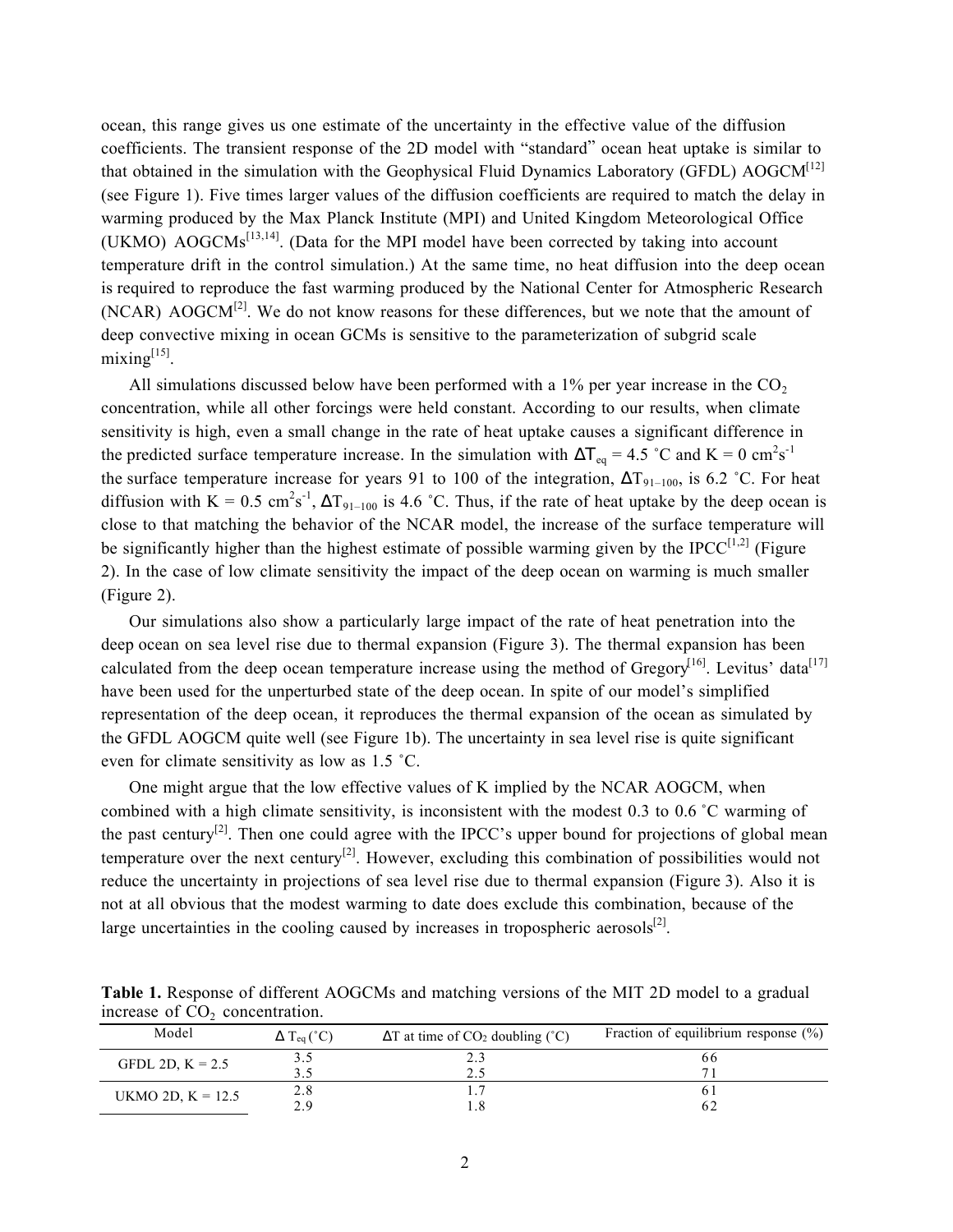ocean, this range gives us one estimate of the uncertainty in the effective value of the diffusion coefficients. The transient response of the 2D model with "standard" ocean heat uptake is similar to that obtained in the simulation with the Geophysical Fluid Dynamics Laboratory (GFDL) AOGCM[12] (see Figure 1). Five times larger values of the diffusion coefficients are required to match the delay in warming produced by the Max Planck Institute (MPI) and United Kingdom Meteorological Office (UKMO) AOGCMs[13,14]. (Data for the MPI model have been corrected by taking into account temperature drift in the control simulation.) At the same time, no heat diffusion into the deep ocean is required to reproduce the fast warming produced by the National Center for Atmospheric Research (NCAR) AOGCM[2]. We do not know reasons for these differences, but we note that the amount of deep convective mixing in ocean GCMs is sensitive to the parameterization of subgrid scale mixing[15].

All simulations discussed below have been performed with a 1% per year increase in the $CO_2$ concentration, while all other forcings were held constant. According to our results, when climate sensitivity is high, even a small change in the rate of heat uptake causes a significant difference in the predicted surface temperature increase. In the simulation with $\Delta T_{eq} = 4.5$ ˚C and K = 0 $cm^2s^{-1}$ the surface temperature increase for years 91 to 100 of the integration, $\Delta T_{91-100}$, is 6.2 ˚C. For heat diffusion with K = 0.5 $cm^2s^{-1}$, $\Delta T_{91-100}$ is 4.6 ˚C. Thus, if the rate of heat uptake by the deep ocean is close to that matching the behavior of the NCAR model, the increase of the surface temperature will be significantly higher than the highest estimate of possible warming given by the IPCC[1,2] (Figure 2). In the case of low climate sensitivity the impact of the deep ocean on warming is much smaller (Figure 2).

Our simulations also show a particularly large impact of the rate of heat penetration into the deep ocean on sea level rise due to thermal expansion (Figure 3). The thermal expansion has been calculated from the deep ocean temperature increase using the method of Gregory[16]. Levitus' data[17] have been used for the unperturbed state of the deep ocean. In spite of our model's simplified representation of the deep ocean, it reproduces the thermal expansion of the ocean as simulated by the GFDL AOGCM quite well (see Figure 1b). The uncertainty in sea level rise is quite significant even for climate sensitivity as low as 1.5 ˚C.

One might argue that the low effective values of K implied by the NCAR AOGCM, when combined with a high climate sensitivity, is inconsistent with the modest 0.3 to 0.6 ˚C warming of the past century[2]. Then one could agree with the IPCC's upper bound for projections of global mean temperature over the next century[2]. However, excluding this combination of possibilities would not reduce the uncertainty in projections of sea level rise due to thermal expansion (Figure 3). Also it is not at all obvious that the modest warming to date does exclude this combination, because of the large uncertainties in the cooling caused by increases in tropospheric aerosols[2].

**Table 1.** Response of different AOGCMs and matching versions of the MIT 2D model to a gradual increase of $CO_2$ concentration.

| Model | $\Delta T_{eq}$ (˚C) | $\Delta T$ at time of $CO_2$ doubling (˚C) | Fraction of equilibrium response (%) |
|---|---|---|---|
| GFDL 2D, K = 2.5 | 3.5 | 2.3 | 66 |
| | 3.5 | 2.5 | 71 |
| UKMO 2D, K = 12.5 | 2.8 | 1.7 | 61 |
| | 2.9 | 1.8 | 62 |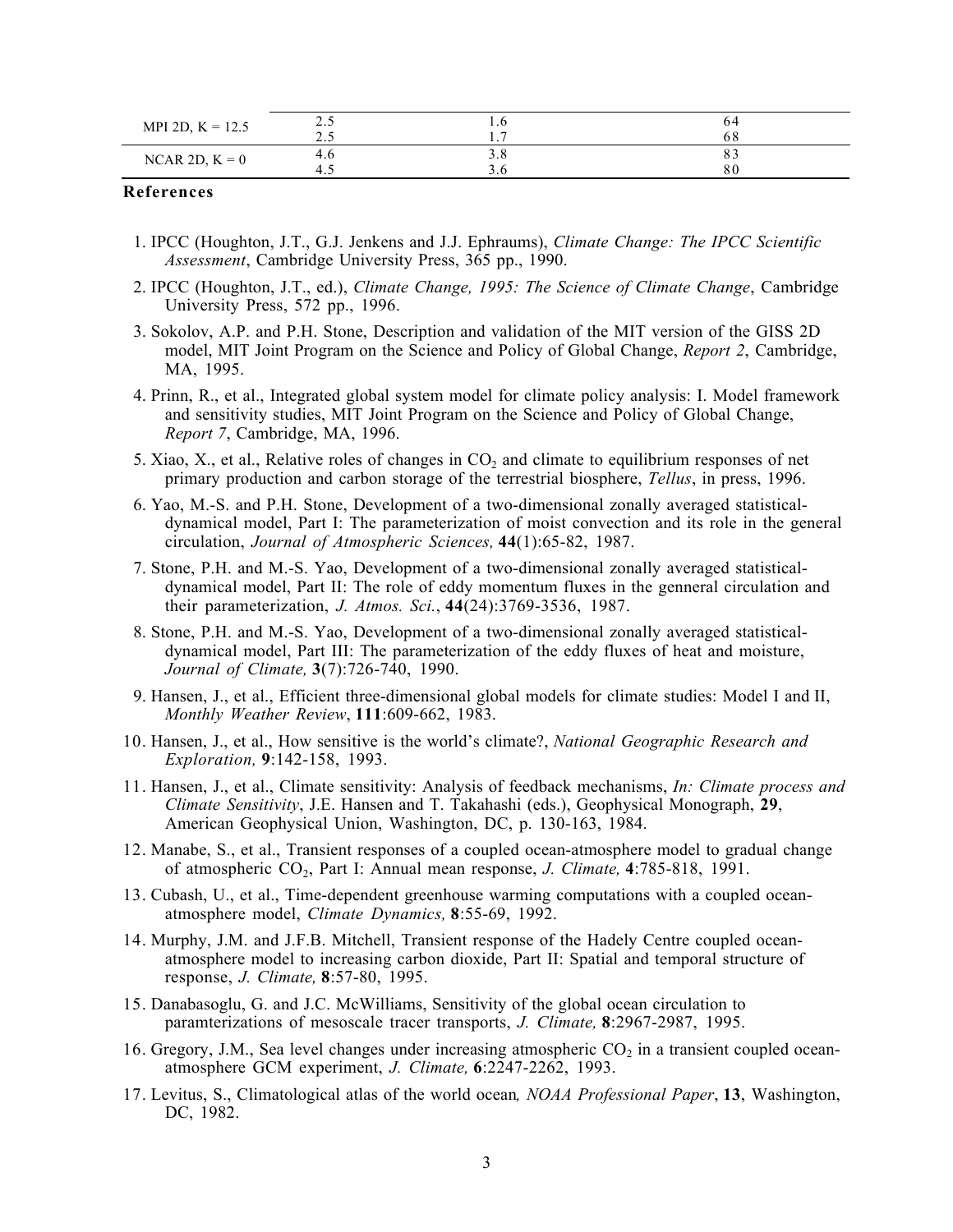| | | | |
|---|---|---|---|
| MPI 2D, K = 12.5 | 2.5 | 1.6 | 64 |
| | 2.5 | 1.7 | 68 |
| NCAR 2D, K = 0 | 4.6 | 3.8 | 83 |
| | 4.5 | 3.6 | 80 |

## References

1. IPCC (Houghton, J.T., G.J. Jenkens and J.J. Ephraums), *Climate Change: The IPCC Scientific Assessment*, Cambridge University Press, 365 pp., 1990.
2. IPCC (Houghton, J.T., ed.), *Climate Change, 1995: The Science of Climate Change*, Cambridge University Press, 572 pp., 1996.
3. Sokolov, A.P. and P.H. Stone, Description and validation of the MIT version of the GISS 2D model, MIT Joint Program on the Science and Policy of Global Change, *Report 2*, Cambridge, MA, 1995.
4. Prinn, R., et al., Integrated global system model for climate policy analysis: I. Model framework and sensitivity studies, MIT Joint Program on the Science and Policy of Global Change, *Report 7*, Cambridge, MA, 1996.
5. Xiao, X., et al., Relative roles of changes in $CO_2$ and climate to equilibrium responses of net primary production and carbon storage of the terrestrial biosphere, *Tellus*, in press, 1996.
6. Yao, M.-S. and P.H. Stone, Development of a two-dimensional zonally averaged statistical-dynamical model, Part I: The parameterization of moist convection and its role in the general circulation, *Journal of Atmospheric Sciences,* **44**(1):65-82, 1987.
7. Stone, P.H. and M.-S. Yao, Development of a two-dimensional zonally averaged statistical-dynamical model, Part II: The role of eddy momentum fluxes in the genneral circulation and their parameterization, *J. Atmos. Sci.*, **44**(24):3769-3536, 1987.
8. Stone, P.H. and M.-S. Yao, Development of a two-dimensional zonally averaged statistical-dynamical model, Part III: The parameterization of the eddy fluxes of heat and moisture, *Journal of Climate,* **3**(7):726-740, 1990.
9. Hansen, J., et al., Efficient three-dimensional global models for climate studies: Model I and II, *Monthly Weather Review*, **111**:609-662, 1983.
10. Hansen, J., et al., How sensitive is the world's climate?, *National Geographic Research and Exploration,* **9**:142-158, 1993.
11. Hansen, J., et al., Climate sensitivity: Analysis of feedback mechanisms, *In: Climate process and Climate Sensitivity*, J.E. Hansen and T. Takahashi (eds.), Geophysical Monograph, **29**, American Geophysical Union, Washington, DC, p. 130-163, 1984.
12. Manabe, S., et al., Transient responses of a coupled ocean-atmosphere model to gradual change of atmospheric $CO_2$, Part I: Annual mean response, *J. Climate,* **4**:785-818, 1991.
13. Cubash, U., et al., Time-dependent greenhouse warming computations with a coupled ocean-atmosphere model, *Climate Dynamics,* **8**:55-69, 1992.
14. Murphy, J.M. and J.F.B. Mitchell, Transient response of the Hadely Centre coupled ocean-atmosphere model to increasing carbon dioxide, Part II: Spatial and temporal structure of response, *J. Climate,* **8**:57-80, 1995.
15. Danabasoglu, G. and J.C. McWilliams, Sensitivity of the global ocean circulation to paramterizations of mesoscale tracer transports, *J. Climate,* **8**:2967-2987, 1995.
16. Gregory, J.M., Sea level changes under increasing atmospheric $CO_2$ in a transient coupled ocean-atmosphere GCM experiment, *J. Climate,* **6**:2247-2262, 1993.
17. Levitus, S., Climatological atlas of the world ocean*, NOAA Professional Paper*, **13**, Washington, DC, 1982.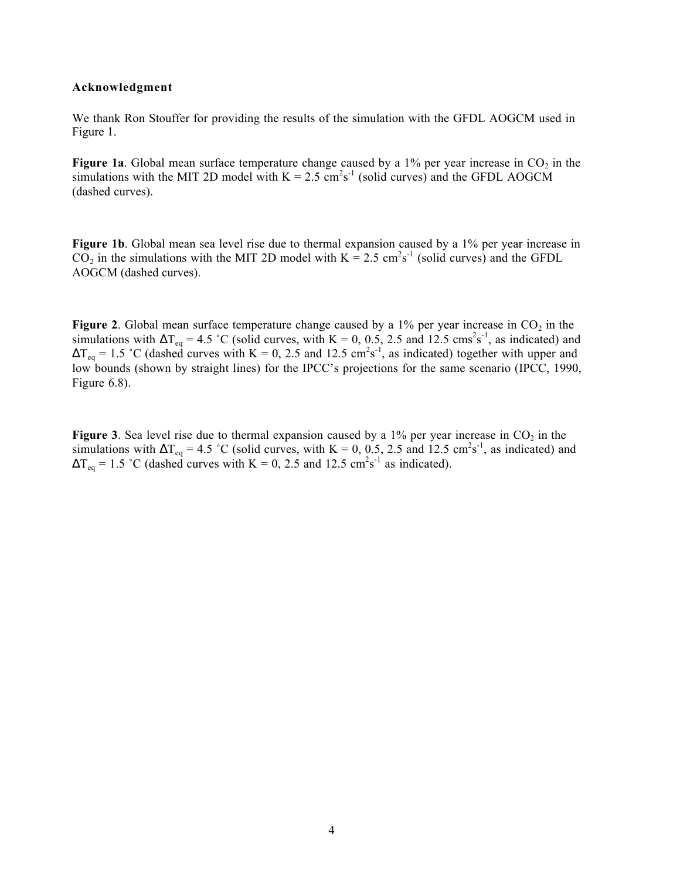### Acknowledgment

We thank Ron Stouffer for providing the results of the simulation with the GFDL AOGCM used in Figure 1.

**Figure 1a**. Global mean surface temperature change caused by a 1% per year increase in $CO_2$ in the simulations with the MIT 2D model with K = 2.5 $cm^2s^{-1}$ (solid curves) and the GFDL AOGCM (dashed curves).

**Figure 1b**. Global mean sea level rise due to thermal expansion caused by a 1% per year increase in $CO_2$ in the simulations with the MIT 2D model with K = 2.5 $cm^2s^{-1}$ (solid curves) and the GFDL AOGCM (dashed curves).

**Figure 2**. Global mean surface temperature change caused by a 1% per year increase in $CO_2$ in the simulations with $\Delta T_{eq}$ = 4.5 ˚C (solid curves, with K = 0, 0.5, 2.5 and 12.5 $cms^2s^{-1}$, as indicated) and $\Delta T_{eq}$ = 1.5 ˚C (dashed curves with K = 0, 2.5 and 12.5 $cm^2s^{-1}$, as indicated) together with upper and low bounds (shown by straight lines) for the IPCC's projections for the same scenario (IPCC, 1990, Figure 6.8).

**Figure 3**. Sea level rise due to thermal expansion caused by a 1% per year increase in $CO_2$ in the simulations with $\Delta T_{eq}$ = 4.5 ˚C (solid curves, with K = 0, 0.5, 2.5 and 12.5 $cm^2s^{-1}$, as indicated) and $\Delta T_{eq}$ = 1.5 ˚C (dashed curves with K = 0, 2.5 and 12.5 $cm^2s^{-1}$ as indicated).